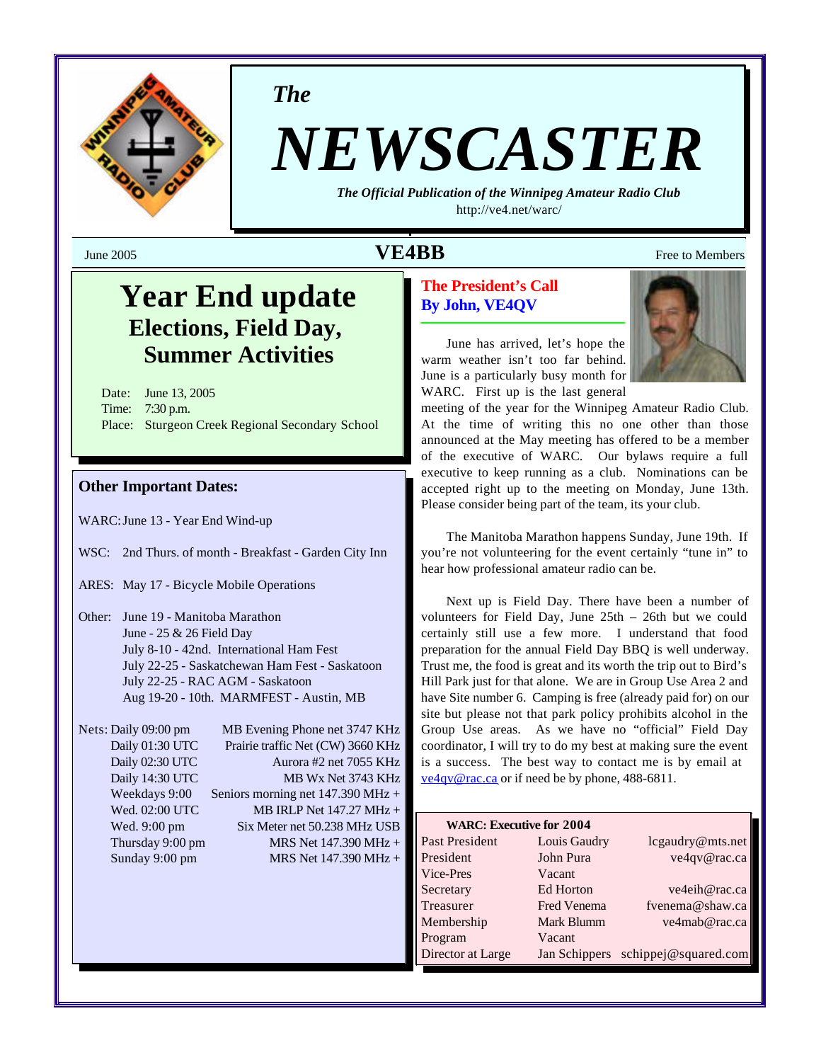# The NEWSCASTER

*The Official Publication of the Winnipeg Amateur Radio Club*

http://ve4.net/warc/

June 2005 — **VE4BB** — Free to Members

## Year End update

### Elections, Field Day, Summer Activities

Date: June 13, 2005
Time: 7:30 p.m.
Place: Sturgeon Creek Regional Secondary School

### Other Important Dates:

WARC: June 13 - Year End Wind-up

WSC: 2nd Thurs. of month - Breakfast - Garden City Inn

ARES: May 17 - Bicycle Mobile Operations

Other: June 19 - Manitoba Marathon
June - 25 & 26 Field Day
July 8-10 - 42nd. International Ham Fest
July 22-25 - Saskatchewan Ham Fest - Saskatoon
July 22-25 - RAC AGM - Saskatoon
Aug 19-20 - 10th. MARMFEST - Austin, MB

| Nets: | |
|---|---|
| Daily 09:00 pm | MB Evening Phone net 3747 KHz |
| Daily 01:30 UTC | Prairie traffic Net (CW) 3660 KHz |
| Daily 02:30 UTC | Aurora #2 net 7055 KHz |
| Daily 14:30 UTC | MB Wx Net 3743 KHz |
| Weekdays 9:00 | Seniors morning net 147.390 MHz + |
| Wed. 02:00 UTC | MB IRLP Net 147.27 MHz + |
| Wed. 9:00 pm | Six Meter net 50.238 MHz USB |
| Thursday 9:00 pm | MRS Net 147.390 MHz + |
| Sunday 9:00 pm | MRS Net 147.390 MHz + |

## The President's Call
**By John, VE4QV**

June has arrived, let's hope the warm weather isn't too far behind. June is a particularly busy month for WARC. First up is the last general meeting of the year for the Winnipeg Amateur Radio Club. At the time of writing this no one other than those announced at the May meeting has offered to be a member of the executive of WARC. Our bylaws require a full executive to keep running as a club. Nominations can be accepted right up to the meeting on Monday, June 13th. Please consider being part of the team, its your club.

The Manitoba Marathon happens Sunday, June 19th. If you're not volunteering for the event certainly "tune in" to hear how professional amateur radio can be.

Next up is Field Day. There have been a number of volunteers for Field Day, June 25th – 26th but we could certainly still use a few more. I understand that food preparation for the annual Field Day BBQ is well underway. Trust me, the food is great and its worth the trip out to Bird's Hill Park just for that alone. We are in Group Use Area 2 and have Site number 6. Camping is free (already paid for) on our site but please not that park policy prohibits alcohol in the Group Use areas. As we have no "official" Field Day coordinator, I will try to do my best at making sure the event is a success. The best way to contact me is by email at ve4qv@rac.ca or if need be by phone, 488-6811.

**WARC: Executive for 2004**

| Position | Name | Email |
|---|---|---|
| Past President | Louis Gaudry | lcgaudry@mts.net |
| President | John Pura | ve4qv@rac.ca |
| Vice-Pres | Vacant | |
| Secretary | Ed Horton | ve4eih@rac.ca |
| Treasurer | Fred Venema | fvenema@shaw.ca |
| Membership | Mark Blumm | ve4mab@rac.ca |
| Program | Vacant | |
| Director at Large | Jan Schippers | schippej@squared.com |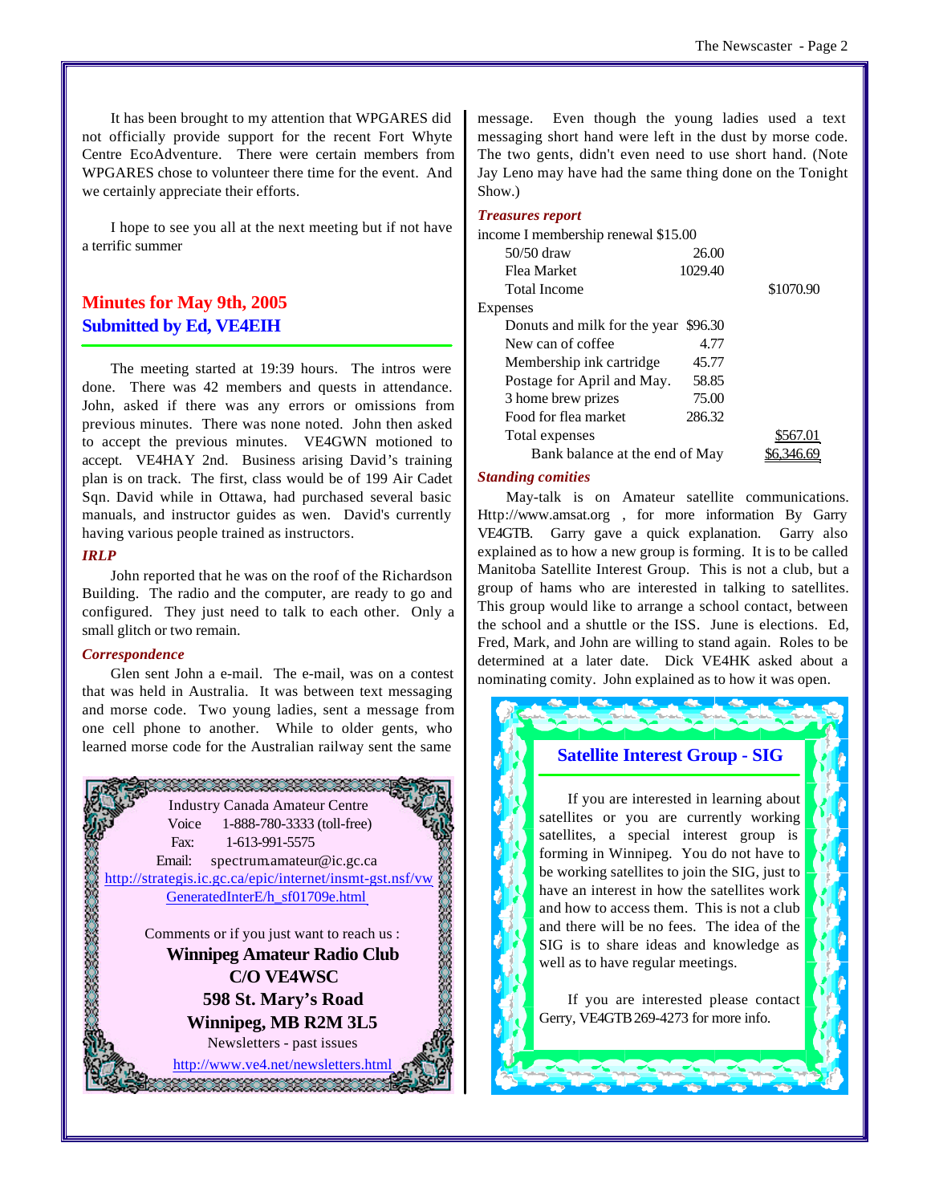It has been brought to my attention that WPGARES did not officially provide support for the recent Fort Whyte Centre EcoAdventure. There were certain members from WPGARES chose to volunteer there time for the event. And we certainly appreciate their efforts.

I hope to see you all at the next meeting but if not have a terrific summer

## Minutes for May 9th, 2005
## Submitted by Ed, VE4EIH

The meeting started at 19:39 hours. The intros were done. There was 42 members and quests in attendance. John, asked if there was any errors or omissions from previous minutes. There was none noted. John then asked to accept the previous minutes. VE4GWN motioned to accept. VE4HAY 2nd. Business arising David's training plan is on track. The first, class would be of 199 Air Cadet Sqn. David while in Ottawa, had purchased several basic manuals, and instructor guides as wen. David's currently having various people trained as instructors.

***IRLP***

John reported that he was on the roof of the Richardson Building. The radio and the computer, are ready to go and configured. They just need to talk to each other. Only a small glitch or two remain.

***Correspondence***

Glen sent John a e-mail. The e-mail, was on a contest that was held in Australia. It was between text messaging and morse code. Two young ladies, sent a message from one cell phone to another. While to older gents, who learned morse code for the Australian railway sent the same message. Even though the young ladies used a text messaging short hand were left in the dust by morse code. The two gents, didn't even need to use short hand. (Note Jay Leno may have had the same thing done on the Tonight Show.)

Industry Canada Amateur Centre
Voice 1-888-780-3333 (toll-free)
Fax: 1-613-991-5575
Email: spectrum.amateur@ic.gc.ca
http://strategis.ic.gc.ca/epic/internet/insmt-gst.nsf/vwGeneratedInterE/h_sf01709e.html

Comments or if you just want to reach us :
**Winnipeg Amateur Radio Club**
**C/O VE4WSC**
**598 St. Mary's Road**
**Winnipeg, MB R2M 3L5**
Newsletters - past issues
http://www.ve4.net/newsletters.html

***Treasures report***

| | | |
|---|---|---|
| income I membership renewal $15.00 | | |
| 50/50 draw | 26.00 | |
| Flea Market | 1029.40 | |
| Total Income | | $1070.90 |
| Expenses | | |
| Donuts and milk for the year | $96.30 | |
| New can of coffee | 4.77 | |
| Membership ink cartridge | 45.77 | |
| Postage for April and May. | 58.85 | |
| 3 home brew prizes | 75.00 | |
| Food for flea market | 286.32 | |
| Total expenses | | $567.01 |
| Bank balance at the end of May | | $6,346.69 |

***Standing comities***

May-talk is on Amateur satellite communications. Http://www.amsat.org , for more information By Garry VE4GTB. Garry gave a quick explanation. Garry also explained as to how a new group is forming. It is to be called Manitoba Satellite Interest Group. This is not a club, but a group of hams who are interested in talking to satellites. This group would like to arrange a school contact, between the school and a shuttle or the ISS. June is elections. Ed, Fred, Mark, and John are willing to stand again. Roles to be determined at a later date. Dick VE4HK asked about a nominating comity. John explained as to how it was open.

### Satellite Interest Group - SIG

If you are interested in learning about satellites or you are currently working satellites, a special interest group is forming in Winnipeg. You do not have to be working satellites to join the SIG, just to have an interest in how the satellites work and how to access them. This is not a club and there will be no fees. The idea of the SIG is to share ideas and knowledge as well as to have regular meetings.

If you are interested please contact Gerry, VE4GTB 269-4273 for more info.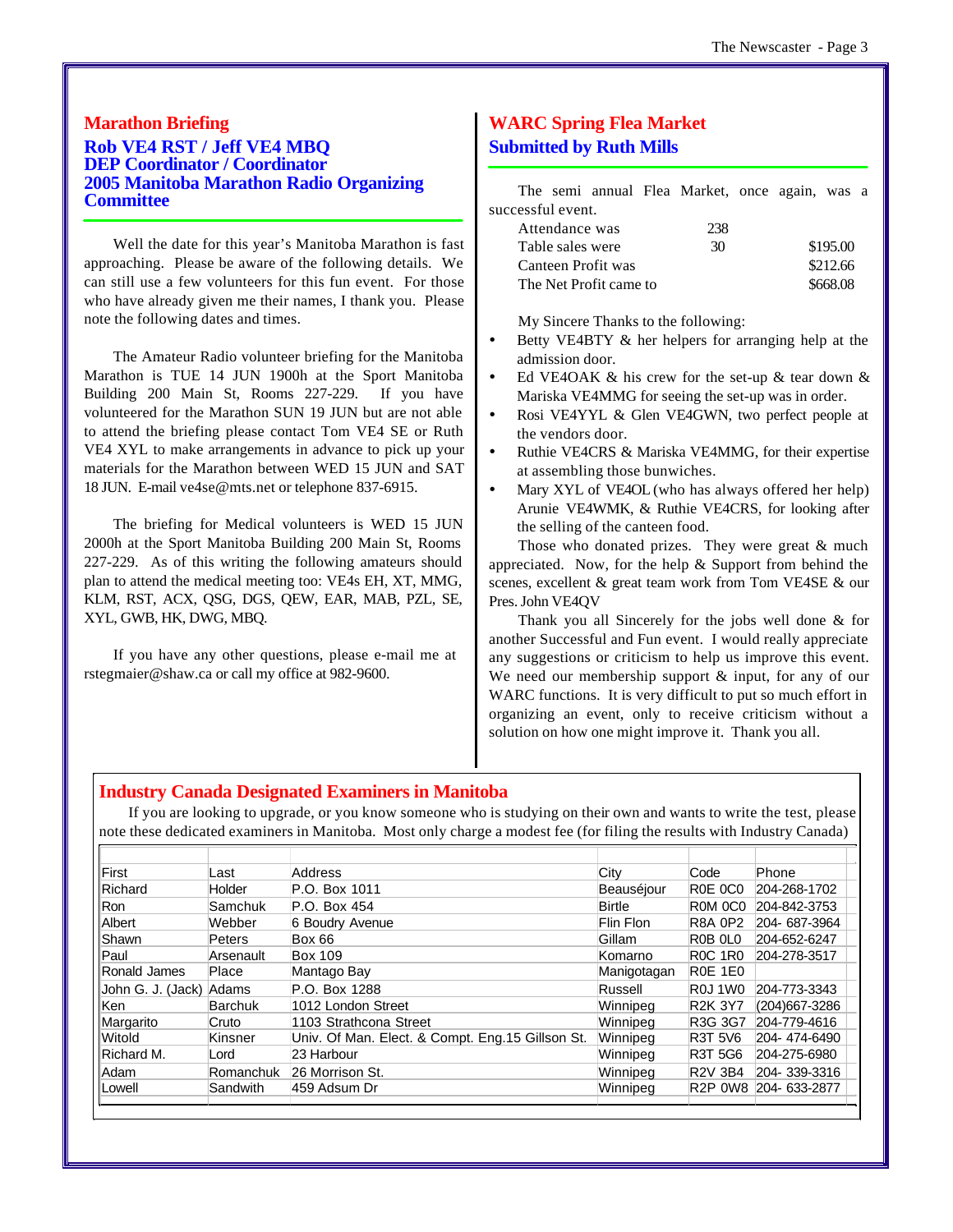## Marathon Briefing

### Rob VE4 RST / Jeff VE4 MBQ
### DEP Coordinator / Coordinator
### 2005 Manitoba Marathon Radio Organizing Committee

Well the date for this year's Manitoba Marathon is fast approaching. Please be aware of the following details. We can still use a few volunteers for this fun event. For those who have already given me their names, I thank you. Please note the following dates and times.

The Amateur Radio volunteer briefing for the Manitoba Marathon is TUE 14 JUN 1900h at the Sport Manitoba Building 200 Main St, Rooms 227-229. If you have volunteered for the Marathon SUN 19 JUN but are not able to attend the briefing please contact Tom VE4 SE or Ruth VE4 XYL to make arrangements in advance to pick up your materials for the Marathon between WED 15 JUN and SAT 18 JUN. E-mail ve4se@mts.net or telephone 837-6915.

The briefing for Medical volunteers is WED 15 JUN 2000h at the Sport Manitoba Building 200 Main St, Rooms 227-229. As of this writing the following amateurs should plan to attend the medical meeting too: VE4s EH, XT, MMG, KLM, RST, ACX, QSG, DGS, QEW, EAR, MAB, PZL, SE, XYL, GWB, HK, DWG, MBQ.

If you have any other questions, please e-mail me at rstegmaier@shaw.ca or call my office at 982-9600.

## WARC Spring Flea Market

### Submitted by Ruth Mills

The semi annual Flea Market, once again, was a successful event.

| | | |
|---|---|---|
| Attendance was | 238 | |
| Table sales were | 30 | $195.00 |
| Canteen Profit was | | $212.66 |
| The Net Profit came to | | $668.08 |

My Sincere Thanks to the following:

- Betty VE4BTY & her helpers for arranging help at the admission door.
- Ed VE4OAK & his crew for the set-up & tear down & Mariska VE4MMG for seeing the set-up was in order.
- Rosi VE4YYL & Glen VE4GWN, two perfect people at the vendors door.
- Ruthie VE4CRS & Mariska VE4MMG, for their expertise at assembling those bunwiches.
- Mary XYL of VE4OL (who has always offered her help) Arunie VE4WMK, & Ruthie VE4CRS, for looking after the selling of the canteen food.

Those who donated prizes. They were great & much appreciated. Now, for the help & Support from behind the scenes, excellent & great team work from Tom VE4SE & our Pres. John VE4QV

Thank you all Sincerely for the jobs well done & for another Successful and Fun event. I would really appreciate any suggestions or criticism to help us improve this event. We need our membership support & input, for any of our WARC functions. It is very difficult to put so much effort in organizing an event, only to receive criticism without a solution on how one might improve it. Thank you all.

## Industry Canada Designated Examiners in Manitoba

If you are looking to upgrade, or you know someone who is studying on their own and wants to write the test, please note these dedicated examiners in Manitoba. Most only charge a modest fee (for filing the results with Industry Canada)

| First | Last | Address | City | Code | Phone |
|---|---|---|---|---|---|
| Richard | Holder | P.O. Box 1011 | Beauséjour | R0E 0C0 | 204-268-1702 |
| Ron | Samchuk | P.O. Box 454 | Birtle | R0M 0C0 | 204-842-3753 |
| Albert | Webber | 6 Boudry Avenue | Flin Flon | R8A 0P2 | 204- 687-3964 |
| Shawn | Peters | Box 66 | Gillam | R0B 0L0 | 204-652-6247 |
| Paul | Arsenault | Box 109 | Komarno | R0C 1R0 | 204-278-3517 |
| Ronald James | Place | Mantago Bay | Manigotagan | R0E 1E0 | |
| John G. J. (Jack) | Adams | P.O. Box 1288 | Russell | R0J 1W0 | 204-773-3343 |
| Ken | Barchuk | 1012 London Street | Winnipeg | R2K 3Y7 | (204)667-3286 |
| Margarito | Cruto | 1103 Strathcona Street | Winnipeg | R3G 3G7 | 204-779-4616 |
| Witold | Kinsner | Univ. Of Man. Elect. & Compt. Eng.15 Gillson St. | Winnipeg | R3T 5V6 | 204- 474-6490 |
| Richard M. | Lord | 23 Harbour | Winnipeg | R3T 5G6 | 204-275-6980 |
| Adam | Romanchuk | 26 Morrison St. | Winnipeg | R2V 3B4 | 204- 339-3316 |
| Lowell | Sandwith | 459 Adsum Dr | Winnipeg | R2P 0W8 | 204- 633-2877 |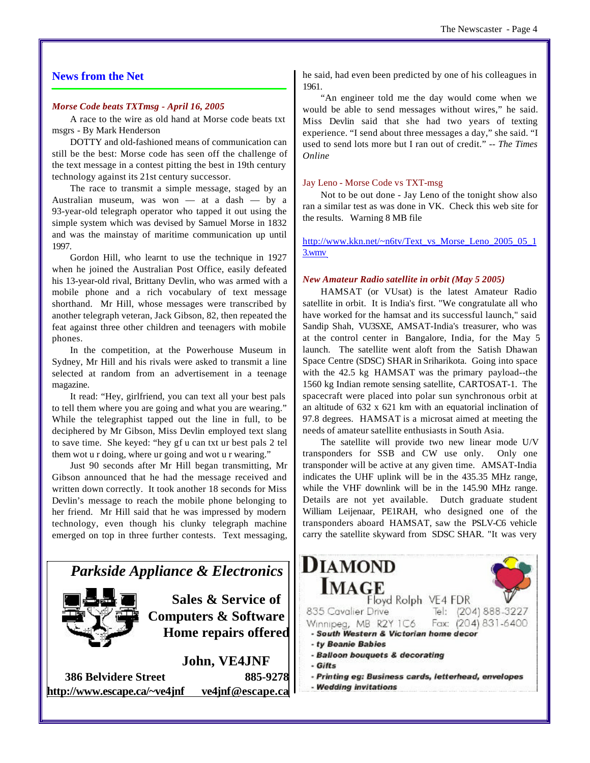## News from the Net

***Morse Code beats TXTmsg - April 16, 2005***

A race to the wire as old hand at Morse code beats txt msgrs - By Mark Henderson

DOTTY and old-fashioned means of communication can still be the best: Morse code has seen off the challenge of the text message in a contest pitting the best in 19th century technology against its 21st century successor.

The race to transmit a simple message, staged by an Australian museum, was won — at a dash — by a 93-year-old telegraph operator who tapped it out using the simple system which was devised by Samuel Morse in 1832 and was the mainstay of maritime communication up until 1997.

Gordon Hill, who learnt to use the technique in 1927 when he joined the Australian Post Office, easily defeated his 13-year-old rival, Brittany Devlin, who was armed with a mobile phone and a rich vocabulary of text message shorthand. Mr Hill, whose messages were transcribed by another telegraph veteran, Jack Gibson, 82, then repeated the feat against three other children and teenagers with mobile phones.

In the competition, at the Powerhouse Museum in Sydney, Mr Hill and his rivals were asked to transmit a line selected at random from an advertisement in a teenage magazine.

It read: "Hey, girlfriend, you can text all your best pals to tell them where you are going and what you are wearing." While the telegraphist tapped out the line in full, to be deciphered by Mr Gibson, Miss Devlin employed text slang to save time. She keyed: "hey gf u can txt ur best pals 2 tel them wot u r doing, where ur going and wot u r wearing."

Just 90 seconds after Mr Hill began transmitting, Mr Gibson announced that he had the message received and written down correctly. It took another 18 seconds for Miss Devlin's message to reach the mobile phone belonging to her friend. Mr Hill said that he was impressed by modern technology, even though his clunky telegraph machine emerged on top in three further contests. Text messaging, he said, had even been predicted by one of his colleagues in 1961.

"An engineer told me the day would come when we would be able to send messages without wires," he said. Miss Devlin said that she had two years of texting experience. "I send about three messages a day," she said. "I used to send lots more but I ran out of credit." -- *The Times Online*

### Jay Leno - Morse Code vs TXT-msg

Not to be out done - Jay Leno of the tonight show also ran a similar test as was done in VK. Check this web site for the results. Warning 8 MB file

http://www.kkn.net/~n6tv/Text_vs_Morse_Leno_2005_05_13.wmv

***New Amateur Radio satellite in orbit (May 5 2005)***

HAMSAT (or VUsat) is the latest Amateur Radio satellite in orbit. It is India's first. "We congratulate all who have worked for the hamsat and its successful launch," said Sandip Shah, VU3SXE, AMSAT-India's treasurer, who was at the control center in Bangalore, India, for the May 5 launch. The satellite went aloft from the Satish Dhawan Space Centre (SDSC) SHAR in Sriharikota. Going into space with the 42.5 kg HAMSAT was the primary payload--the 1560 kg Indian remote sensing satellite, CARTOSAT-1. The spacecraft were placed into polar sun synchronous orbit at an altitude of 632 x 621 km with an equatorial inclination of 97.8 degrees. HAMSAT is a microsat aimed at meeting the needs of amateur satellite enthusiasts in South Asia.

The satellite will provide two new linear mode U/V transponders for SSB and CW use only. Only one transponder will be active at any given time. AMSAT-India indicates the UHF uplink will be in the 435.35 MHz range, while the VHF downlink will be in the 145.90 MHz range. Details are not yet available. Dutch graduate student William Leijenaar, PE1RAH, who designed one of the transponders aboard HAMSAT, saw the PSLV-C6 vehicle carry the satellite skyward from SDSC SHAR. "It was very

---

**Parkside Appliance & Electronics**

**Sales & Service of Computers & Software**
**Home repairs offered**

**John, VE4JNF**

**386 Belvidere Street** — **885-9278**
**http://www.escape.ca/~ve4jnf** — **ve4jnf@escape.ca**

---

**DIAMOND IMAGE**
Floyd Rolph VE4 FDR
835 Cavalier Drive — Tel: (204) 888-3227
Winnipeg, MB R2Y 1C6 — Fax: (204) 831-6400

- South Western & Victorian home decor
- ty Beanie Babies
- Balloon bouquets & decorating
- Gifts
- Printing eg: Business cards, letterhead, envelopes
- Wedding invitations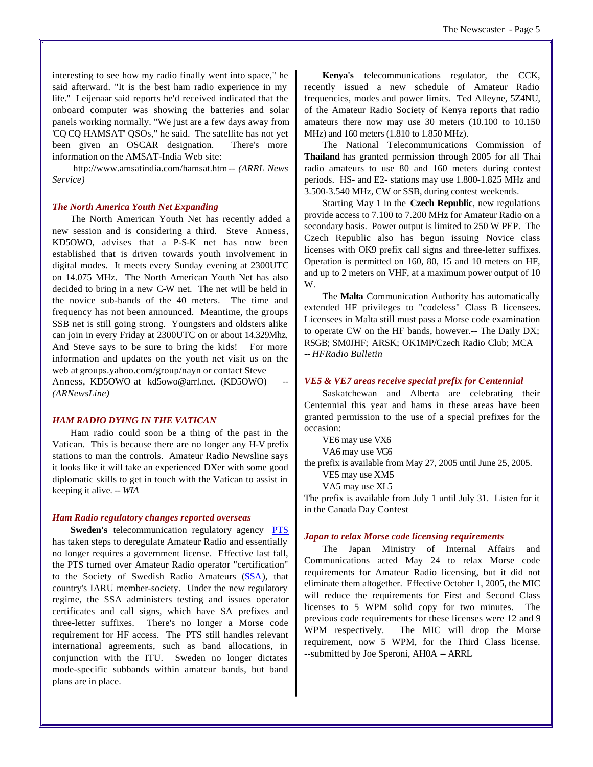interesting to see how my radio finally went into space," he said afterward. "It is the best ham radio experience in my life." Leijenaar said reports he'd received indicated that the onboard computer was showing the batteries and solar panels working normally. "We just are a few days away from 'CQ CQ HAMSAT' QSOs," he said. The satellite has not yet been given an OSCAR designation. There's more information on the AMSAT-India Web site:

http://www.amsatindia.com/hamsat.htm -- *(ARRL News Service)*

### *The North America Youth Net Expanding*

The North American Youth Net has recently added a new session and is considering a third. Steve Anness, KD5OWO, advises that a P-S-K net has now been established that is driven towards youth involvement in digital modes. It meets every Sunday evening at 2300UTC on 14.075 MHz. The North American Youth Net has also decided to bring in a new C-W net. The net will be held in the novice sub-bands of the 40 meters. The time and frequency has not been announced. Meantime, the groups SSB net is still going strong. Youngsters and oldsters alike can join in every Friday at 2300UTC on or about 14.329Mhz. And Steve says to be sure to bring the kids! For more information and updates on the youth net visit us on the web at groups.yahoo.com/group/nayn or contact Steve Anness, KD5OWO at kd5owo@arrl.net. (KD5OWO) -- *(ARNewsLine)*

### *HAM RADIO DYING IN THE VATICAN*

Ham radio could soon be a thing of the past in the Vatican. This is because there are no longer any H-V prefix stations to man the controls. Amateur Radio Newsline says it looks like it will take an experienced DXer with some good diplomatic skills to get in touch with the Vatican to assist in keeping it alive. -- *WIA*

### *Ham Radio regulatory changes reported overseas*

**Sweden's** telecommunication regulatory agency PTS has taken steps to deregulate Amateur Radio and essentially no longer requires a government license. Effective last fall, the PTS turned over Amateur Radio operator "certification" to the Society of Swedish Radio Amateurs (SSA), that country's IARU member-society. Under the new regulatory regime, the SSA administers testing and issues operator certificates and call signs, which have SA prefixes and three-letter suffixes. There's no longer a Morse code requirement for HF access. The PTS still handles relevant international agreements, such as band allocations, in conjunction with the ITU. Sweden no longer dictates mode-specific subbands within amateur bands, but band plans are in place.

**Kenya's** telecommunications regulator, the CCK, recently issued a new schedule of Amateur Radio frequencies, modes and power limits. Ted Alleyne, 5Z4NU, of the Amateur Radio Society of Kenya reports that radio amateurs there now may use 30 meters (10.100 to 10.150 MHz) and 160 meters (1.810 to 1.850 MHz).

The National Telecommunications Commission of **Thailand** has granted permission through 2005 for all Thai radio amateurs to use 80 and 160 meters during contest periods. HS- and E2- stations may use 1.800-1.825 MHz and 3.500-3.540 MHz, CW or SSB, during contest weekends.

Starting May 1 in the **Czech Republic**, new regulations provide access to 7.100 to 7.200 MHz for Amateur Radio on a secondary basis. Power output is limited to 250 W PEP. The Czech Republic also has begun issuing Novice class licenses with OK9 prefix call signs and three-letter suffixes. Operation is permitted on 160, 80, 15 and 10 meters on HF, and up to 2 meters on VHF, at a maximum power output of 10 W.

The **Malta** Communication Authority has automatically extended HF privileges to "codeless" Class B licensees. Licensees in Malta still must pass a Morse code examination to operate CW on the HF bands, however.-- The Daily DX; RSGB; SM0JHF; ARSK; OK1MP/Czech Radio Club; MCA -- *HFRadio Bulletin*

### *VE5 & VE7 areas receive special prefix for Centennial*

Saskatchewan and Alberta are celebrating their Centennial this year and hams in these areas have been granted permission to the use of a special prefixes for the occasion:

VE6 may use VX6

VA6 may use VG6

the prefix is available from May 27, 2005 until June 25, 2005.

VE5 may use XM5

VA5 may use XL5

The prefix is available from July 1 until July 31. Listen for it in the Canada Day Contest

### *Japan to relax Morse code licensing requirements*

The Japan Ministry of Internal Affairs and Communications acted May 24 to relax Morse code requirements for Amateur Radio licensing, but it did not eliminate them altogether. Effective October 1, 2005, the MIC will reduce the requirements for First and Second Class licenses to 5 WPM solid copy for two minutes. The previous code requirements for these licenses were 12 and 9 WPM respectively. The MIC will drop the Morse requirement, now 5 WPM, for the Third Class license. --submitted by Joe Speroni, AH0A -- ARRL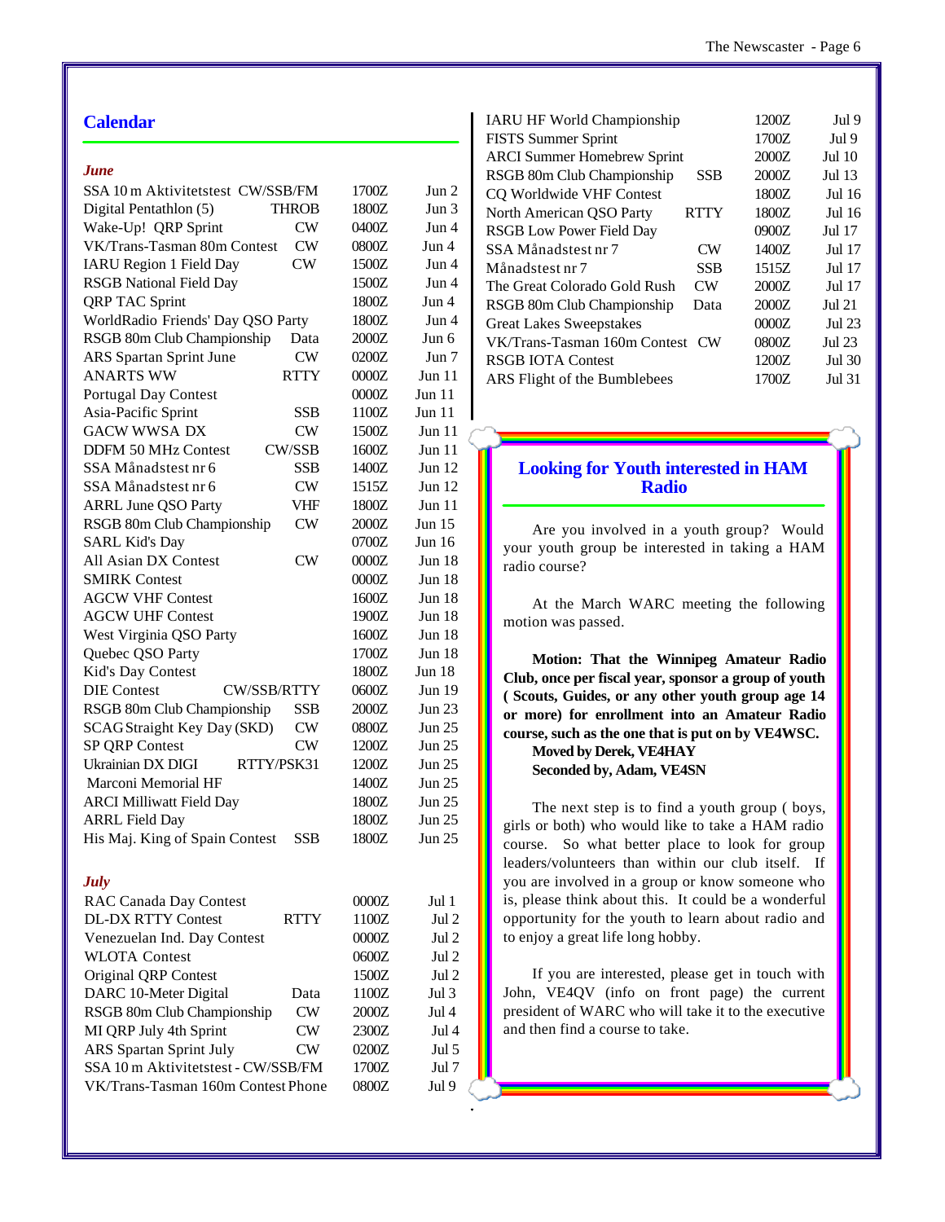## Calendar

### *June*

| Event | Mode | Time | Date |
|---|---|---|---|
| SSA 10 m Aktivitetstest | CW/SSB/FM | 1700Z | Jun 2 |
| Digital Pentathlon (5) | THROB | 1800Z | Jun 3 |
| Wake-Up! QRP Sprint | CW | 0400Z | Jun 4 |
| VK/Trans-Tasman 80m Contest | CW | 0800Z | Jun 4 |
| IARU Region 1 Field Day | CW | 1500Z | Jun 4 |
| RSGB National Field Day | | 1500Z | Jun 4 |
| QRP TAC Sprint | | 1800Z | Jun 4 |
| WorldRadio Friends' Day QSO Party | | 1800Z | Jun 4 |
| RSGB 80m Club Championship | Data | 2000Z | Jun 6 |
| ARS Spartan Sprint June | CW | 0200Z | Jun 7 |
| ANARTS WW | RTTY | 0000Z | Jun 11 |
| Portugal Day Contest | | 0000Z | Jun 11 |
| Asia-Pacific Sprint | SSB | 1100Z | Jun 11 |
| GACW WWSA DX | CW | 1500Z | Jun 11 |
| DDFM 50 MHz Contest | CW/SSB | 1600Z | Jun 11 |
| SSA Månadstest nr 6 | SSB | 1400Z | Jun 12 |
| SSA Månadstest nr 6 | CW | 1515Z | Jun 12 |
| ARRL June QSO Party | VHF | 1800Z | Jun 11 |
| RSGB 80m Club Championship | CW | 2000Z | Jun 15 |
| SARL Kid's Day | | 0700Z | Jun 16 |
| All Asian DX Contest | CW | 0000Z | Jun 18 |
| SMIRK Contest | | 0000Z | Jun 18 |
| AGCW VHF Contest | | 1600Z | Jun 18 |
| AGCW UHF Contest | | 1900Z | Jun 18 |
| West Virginia QSO Party | | 1600Z | Jun 18 |
| Quebec QSO Party | | 1700Z | Jun 18 |
| Kid's Day Contest | | 1800Z | Jun 18 |
| DIE Contest | CW/SSB/RTTY | 0600Z | Jun 19 |
| RSGB 80m Club Championship | SSB | 2000Z | Jun 23 |
| SCAG Straight Key Day (SKD) | CW | 0800Z | Jun 25 |
| SP QRP Contest | CW | 1200Z | Jun 25 |
| Ukrainian DX DIGI | RTTY/PSK31 | 1200Z | Jun 25 |
| Marconi Memorial HF | | 1400Z | Jun 25 |
| ARCI Milliwatt Field Day | | 1800Z | Jun 25 |
| ARRL Field Day | | 1800Z | Jun 25 |
| His Maj. King of Spain Contest | SSB | 1800Z | Jun 25 |

### *July*

| Event | Mode | Time | Date |
|---|---|---|---|
| RAC Canada Day Contest | | 0000Z | Jul 1 |
| DL-DX RTTY Contest | RTTY | 1100Z | Jul 2 |
| Venezuelan Ind. Day Contest | | 0000Z | Jul 2 |
| WLOTA Contest | | 0600Z | Jul 2 |
| Original QRP Contest | | 1500Z | Jul 2 |
| DARC 10-Meter Digital | Data | 1100Z | Jul 3 |
| RSGB 80m Club Championship | CW | 2000Z | Jul 4 |
| MI QRP July 4th Sprint | CW | 2300Z | Jul 4 |
| ARS Spartan Sprint July | CW | 0200Z | Jul 5 |
| SSA 10 m Aktivitetstest - CW/SSB/FM | | 1700Z | Jul 7 |
| VK/Trans-Tasman 160m Contest | Phone | 0800Z | Jul 9 |
| IARU HF World Championship | | 1200Z | Jul 9 |
| FISTS Summer Sprint | | 1700Z | Jul 9 |
| ARCI Summer Homebrew Sprint | | 2000Z | Jul 10 |
| RSGB 80m Club Championship | SSB | 2000Z | Jul 13 |
| CQ Worldwide VHF Contest | | 1800Z | Jul 16 |
| North American QSO Party | RTTY | 1800Z | Jul 16 |
| RSGB Low Power Field Day | | 0900Z | Jul 17 |
| SSA Månadstest nr 7 | CW | 1400Z | Jul 17 |
| Månadstest nr 7 | SSB | 1515Z | Jul 17 |
| The Great Colorado Gold Rush | CW | 2000Z | Jul 17 |
| RSGB 80m Club Championship | Data | 2000Z | Jul 21 |
| Great Lakes Sweepstakes | | 0000Z | Jul 23 |
| VK/Trans-Tasman 160m Contest | CW | 0800Z | Jul 23 |
| RSGB IOTA Contest | | 1200Z | Jul 30 |
| ARS Flight of the Bumblebees | | 1700Z | Jul 31 |

## Looking for Youth interested in HAM Radio

Are you involved in a youth group? Would your youth group be interested in taking a HAM radio course?

At the March WARC meeting the following motion was passed.

**Motion: That the Winnipeg Amateur Radio Club, once per fiscal year, sponsor a group of youth ( Scouts, Guides, or any other youth group age 14 or more) for enrollment into an Amateur Radio course, such as the one that is put on by VE4WSC.**
**Moved by Derek, VE4HAY**
**Seconded by, Adam, VE4SN**

The next step is to find a youth group ( boys, girls or both) who would like to take a HAM radio course. So what better place to look for group leaders/volunteers than within our club itself. If you are involved in a group or know someone who is, please think about this. It could be a wonderful opportunity for the youth to learn about radio and to enjoy a great life long hobby.

If you are interested, please get in touch with John, VE4QV (info on front page) the current president of WARC who will take it to the executive and then find a course to take.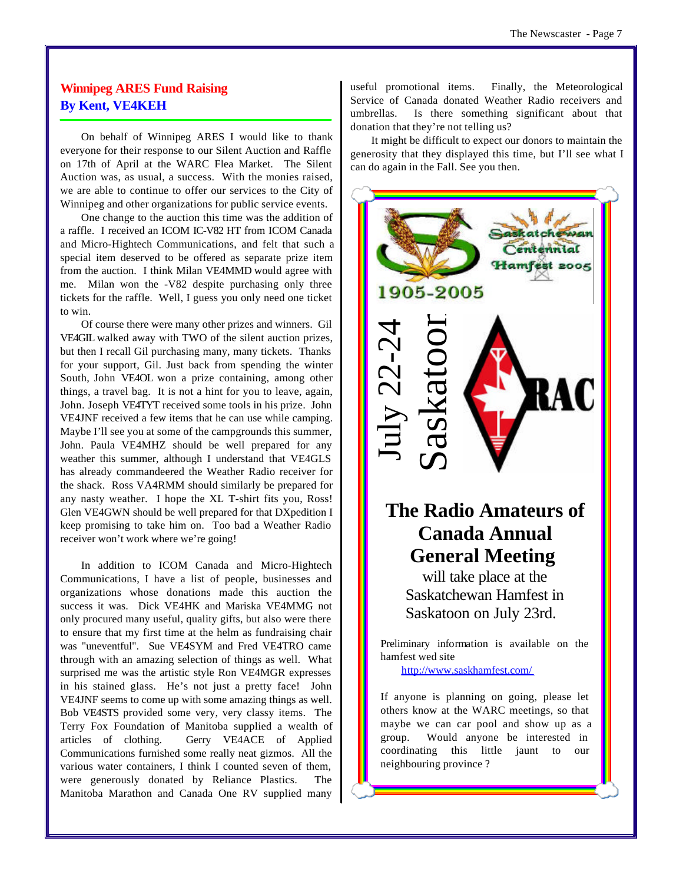## Winnipeg ARES Fund Raising
## By Kent, VE4KEH

On behalf of Winnipeg ARES I would like to thank everyone for their response to our Silent Auction and Raffle on 17th of April at the WARC Flea Market. The Silent Auction was, as usual, a success. With the monies raised, we are able to continue to offer our services to the City of Winnipeg and other organizations for public service events.

One change to the auction this time was the addition of a raffle. I received an ICOM IC-V82 HT from ICOM Canada and Micro-Hightech Communications, and felt that such a special item deserved to be offered as separate prize item from the auction. I think Milan VE4MMD would agree with me. Milan won the -V82 despite purchasing only three tickets for the raffle. Well, I guess you only need one ticket to win.

Of course there were many other prizes and winners. Gil VE4GIL walked away with TWO of the silent auction prizes, but then I recall Gil purchasing many, many tickets. Thanks for your support, Gil. Just back from spending the winter South, John VE4OL won a prize containing, among other things, a travel bag. It is not a hint for you to leave, again, John. Joseph VE4TYT received some tools in his prize. John VE4JNF received a few items that he can use while camping. Maybe I'll see you at some of the campgrounds this summer, John. Paula VE4MHZ should be well prepared for any weather this summer, although I understand that VE4GLS has already commandeered the Weather Radio receiver for the shack. Ross VA4RMM should similarly be prepared for any nasty weather. I hope the XL T-shirt fits you, Ross! Glen VE4GWN should be well prepared for that DXpedition I keep promising to take him on. Too bad a Weather Radio receiver won't work where we're going!

In addition to ICOM Canada and Micro-Hightech Communications, I have a list of people, businesses and organizations whose donations made this auction the success it was. Dick VE4HK and Mariska VE4MMG not only procured many useful, quality gifts, but also were there to ensure that my first time at the helm as fundraising chair was "uneventful". Sue VE4SYM and Fred VE4TRO came through with an amazing selection of things as well. What surprised me was the artistic style Ron VE4MGR expresses in his stained glass. He's not just a pretty face! John VE4JNF seems to come up with some amazing things as well. Bob VE4STS provided some very, very classy items. The Terry Fox Foundation of Manitoba supplied a wealth of articles of clothing. Gerry VE4ACE of Applied Communications furnished some really neat gizmos. All the various water containers, I think I counted seven of them, were generously donated by Reliance Plastics. The Manitoba Marathon and Canada One RV supplied many useful promotional items. Finally, the Meteorological Service of Canada donated Weather Radio receivers and umbrellas. Is there something significant about that donation that they're not telling us?

It might be difficult to expect our donors to maintain the generosity that they displayed this time, but I'll see what I can do again in the Fall. See you then.

---

Saskatchewan Centennial Hamfest 2005

1905-2005

July 22-24 Saskatoon

RAC

**The Radio Amateurs of Canada Annual General Meeting**

will take place at the Saskatchewan Hamfest in Saskatoon on July 23rd.

Preliminary information is available on the hamfest wed site
http://www.saskhamfest.com/

If anyone is planning on going, please let others know at the WARC meetings, so that maybe we can car pool and show up as a group. Would anyone be interested in coordinating this little jaunt to our neighbouring province ?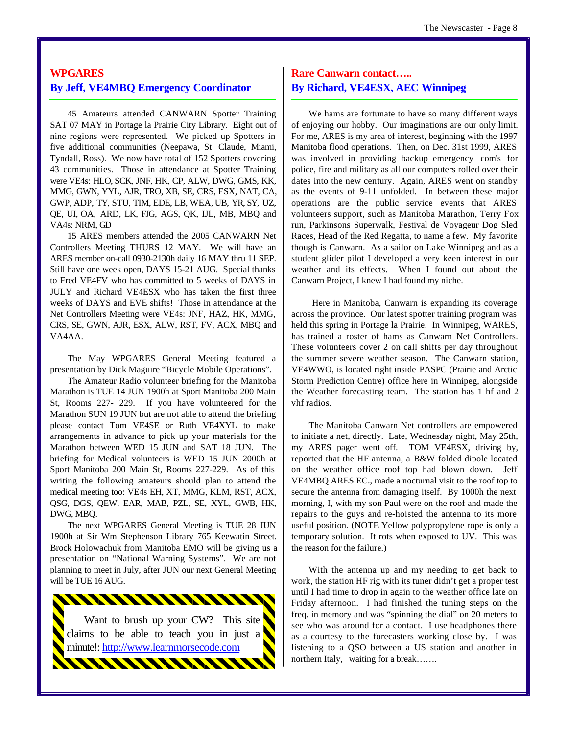## WPGARES
## By Jeff, VE4MBQ Emergency Coordinator

45 Amateurs attended CANWARN Spotter Training SAT 07 MAY in Portage la Prairie City Library. Eight out of nine regions were represented. We picked up Spotters in five additional communities (Neepawa, St Claude, Miami, Tyndall, Ross). We now have total of 152 Spotters covering 43 communities. Those in attendance at Spotter Training were VE4s: HLO, SCK, JNF, HK, CP, ALW, DWG, GMS, KK, MMG, GWN, YYL, AJR, TRO, XB, SE, CRS, ESX, NAT, CA, GWP, ADP, TY, STU, TIM, EDE, LB, WEA, UB, YR, SY, UZ, QE, UI, OA, ARD, LK, FJG, AGS, QK, IJL, MB, MBQ and VA4s: NRM, GD

15 ARES members attended the 2005 CANWARN Net Controllers Meeting THURS 12 MAY. We will have an ARES member on-call 0930-2130h daily 16 MAY thru 11 SEP. Still have one week open, DAYS 15-21 AUG. Special thanks to Fred VE4FV who has committed to 5 weeks of DAYS in JULY and Richard VE4ESX who has taken the first three weeks of DAYS and EVE shifts! Those in attendance at the Net Controllers Meeting were VE4s: JNF, HAZ, HK, MMG, CRS, SE, GWN, AJR, ESX, ALW, RST, FV, ACX, MBQ and VA4AA.

The May WPGARES General Meeting featured a presentation by Dick Maguire "Bicycle Mobile Operations".

The Amateur Radio volunteer briefing for the Manitoba Marathon is TUE 14 JUN 1900h at Sport Manitoba 200 Main St, Rooms 227- 229. If you have volunteered for the Marathon SUN 19 JUN but are not able to attend the briefing please contact Tom VE4SE or Ruth VE4XYL to make arrangements in advance to pick up your materials for the Marathon between WED 15 JUN and SAT 18 JUN. The briefing for Medical volunteers is WED 15 JUN 2000h at Sport Manitoba 200 Main St, Rooms 227-229. As of this writing the following amateurs should plan to attend the medical meeting too: VE4s EH, XT, MMG, KLM, RST, ACX, QSG, DGS, QEW, EAR, MAB, PZL, SE, XYL, GWB, HK, DWG, MBQ.

The next WPGARES General Meeting is TUE 28 JUN 1900h at Sir Wm Stephenson Library 765 Keewatin Street. Brock Holowachuk from Manitoba EMO will be giving us a presentation on "National Warning Systems". We are not planning to meet in July, after JUN our next General Meeting will be TUE 16 AUG.

> Want to brush up your CW? This site claims to be able to teach you in just a minute!: http://www.learnmorsecode.com

## Rare Canwarn contact…..
## By Richard, VE4ESX, AEC Winnipeg

We hams are fortunate to have so many different ways of enjoying our hobby. Our imaginations are our only limit. For me, ARES is my area of interest, beginning with the 1997 Manitoba flood operations. Then, on Dec. 31st 1999, ARES was involved in providing backup emergency com's for police, fire and military as all our computers rolled over their dates into the new century. Again, ARES went on standby as the events of 9-11 unfolded. In between these major operations are the public service events that ARES volunteers support, such as Manitoba Marathon, Terry Fox run, Parkinsons Superwalk, Festival de Voyageur Dog Sled Races, Head of the Red Regatta, to name a few. My favorite though is Canwarn. As a sailor on Lake Winnipeg and as a student glider pilot I developed a very keen interest in our weather and its effects. When I found out about the Canwarn Project, I knew I had found my niche.

Here in Manitoba, Canwarn is expanding its coverage across the province. Our latest spotter training program was held this spring in Portage la Prairie. In Winnipeg, WARES, has trained a roster of hams as Canwarn Net Controllers. These volunteers cover 2 on call shifts per day throughout the summer severe weather season. The Canwarn station, VE4WWO, is located right inside PASPC (Prairie and Arctic Storm Prediction Centre) office here in Winnipeg, alongside the Weather forecasting team. The station has 1 hf and 2 vhf radios.

The Manitoba Canwarn Net controllers are empowered to initiate a net, directly. Late, Wednesday night, May 25th, my ARES pager went off. TOM VE4ESX, driving by, reported that the HF antenna, a B&W folded dipole located on the weather office roof top had blown down. Jeff VE4MBQ ARES EC., made a nocturnal visit to the roof top to secure the antenna from damaging itself. By 1000h the next morning, I, with my son Paul were on the roof and made the repairs to the guys and re-hoisted the antenna to its more useful position. (NOTE Yellow polypropylene rope is only a temporary solution. It rots when exposed to UV. This was the reason for the failure.)

With the antenna up and my needing to get back to work, the station HF rig with its tuner didn't get a proper test until I had time to drop in again to the weather office late on Friday afternoon. I had finished the tuning steps on the freq. in memory and was "spinning the dial" on 20 meters to see who was around for a contact. I use headphones there as a courtesy to the forecasters working close by. I was listening to a QSO between a US station and another in northern Italy, waiting for a break…….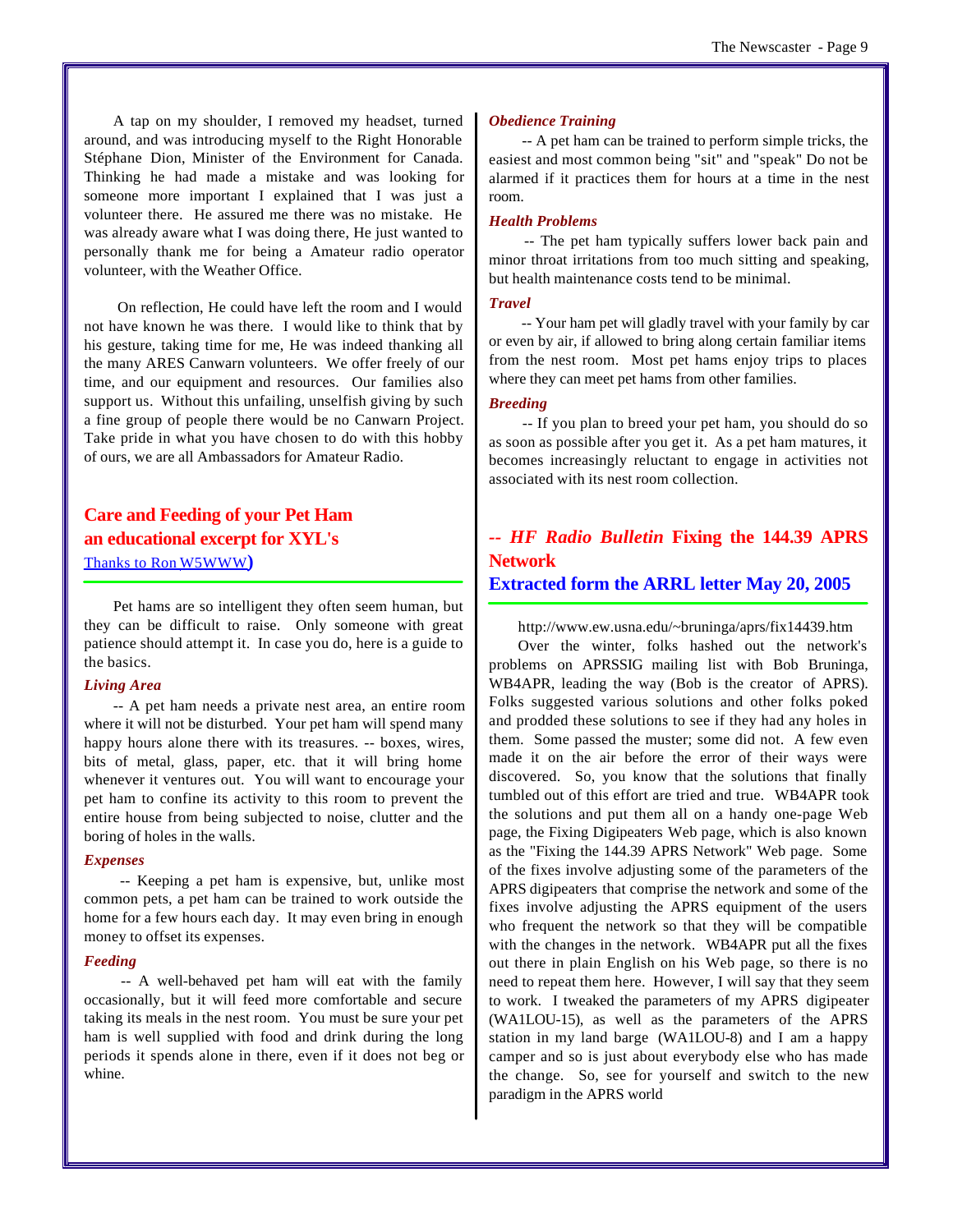A tap on my shoulder, I removed my headset, turned around, and was introducing myself to the Right Honorable Stéphane Dion, Minister of the Environment for Canada. Thinking he had made a mistake and was looking for someone more important I explained that I was just a volunteer there. He assured me there was no mistake. He was already aware what I was doing there, He just wanted to personally thank me for being a Amateur radio operator volunteer, with the Weather Office.

On reflection, He could have left the room and I would not have known he was there. I would like to think that by his gesture, taking time for me, He was indeed thanking all the many ARES Canwarn volunteers. We offer freely of our time, and our equipment and resources. Our families also support us. Without this unfailing, unselfish giving by such a fine group of people there would be no Canwarn Project. Take pride in what you have chosen to do with this hobby of ours, we are all Ambassadors for Amateur Radio.

## Care and Feeding of your Pet Ham an educational excerpt for XYL's

Thanks to Ron W5WWW**)**

Pet hams are so intelligent they often seem human, but they can be difficult to raise. Only someone with great patience should attempt it. In case you do, here is a guide to the basics.

***Living Area***

-- A pet ham needs a private nest area, an entire room where it will not be disturbed. Your pet ham will spend many happy hours alone there with its treasures. -- boxes, wires, bits of metal, glass, paper, etc. that it will bring home whenever it ventures out. You will want to encourage your pet ham to confine its activity to this room to prevent the entire house from being subjected to noise, clutter and the boring of holes in the walls.

***Expenses***

-- Keeping a pet ham is expensive, but, unlike most common pets, a pet ham can be trained to work outside the home for a few hours each day. It may even bring in enough money to offset its expenses.

***Feeding***

-- A well-behaved pet ham will eat with the family occasionally, but it will feed more comfortable and secure taking its meals in the nest room. You must be sure your pet ham is well supplied with food and drink during the long periods it spends alone in there, even if it does not beg or whine.

***Obedience Training***

-- A pet ham can be trained to perform simple tricks, the easiest and most common being "sit" and "speak" Do not be alarmed if it practices them for hours at a time in the nest room.

***Health Problems***

-- The pet ham typically suffers lower back pain and minor throat irritations from too much sitting and speaking, but health maintenance costs tend to be minimal.

***Travel***

-- Your ham pet will gladly travel with your family by car or even by air, if allowed to bring along certain familiar items from the nest room. Most pet hams enjoy trips to places where they can meet pet hams from other families.

***Breeding***

-- If you plan to breed your pet ham, you should do so as soon as possible after you get it. As a pet ham matures, it becomes increasingly reluctant to engage in activities not associated with its nest room collection.

## -- *HF Radio Bulletin* Fixing the 144.39 APRS Network

## Extracted form the ARRL letter May 20, 2005

http://www.ew.usna.edu/~bruninga/aprs/fix14439.htm

Over the winter, folks hashed out the network's problems on APRSSIG mailing list with Bob Bruninga, WB4APR, leading the way (Bob is the creator of APRS). Folks suggested various solutions and other folks poked and prodded these solutions to see if they had any holes in them. Some passed the muster; some did not. A few even made it on the air before the error of their ways were discovered. So, you know that the solutions that finally tumbled out of this effort are tried and true. WB4APR took the solutions and put them all on a handy one-page Web page, the Fixing Digipeaters Web page, which is also known as the "Fixing the 144.39 APRS Network" Web page. Some of the fixes involve adjusting some of the parameters of the APRS digipeaters that comprise the network and some of the fixes involve adjusting the APRS equipment of the users who frequent the network so that they will be compatible with the changes in the network. WB4APR put all the fixes out there in plain English on his Web page, so there is no need to repeat them here. However, I will say that they seem to work. I tweaked the parameters of my APRS digipeater (WA1LOU-15), as well as the parameters of the APRS station in my land barge (WA1LOU-8) and I am a happy camper and so is just about everybody else who has made the change. So, see for yourself and switch to the new paradigm in the APRS world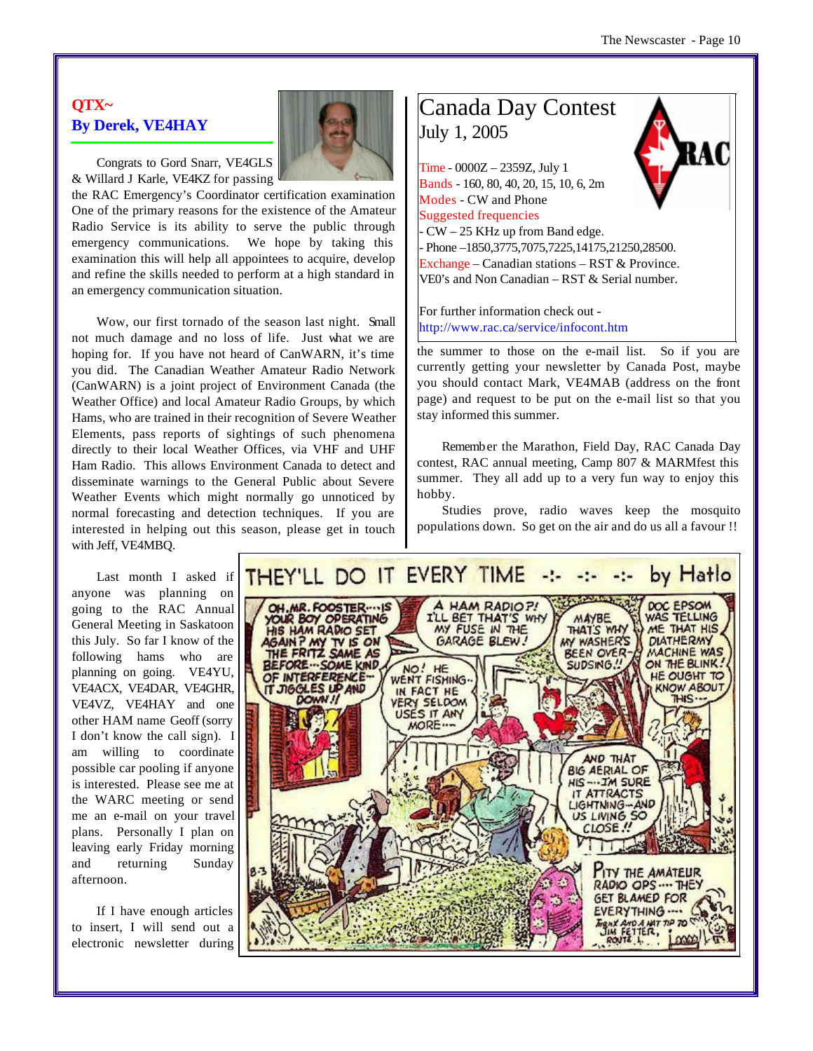## QTX~
## By Derek, VE4HAY

Congrats to Gord Snarr, VE4GLS & Willard J Karle, VE4KZ for passing the RAC Emergency's Coordinator certification examination One of the primary reasons for the existence of the Amateur Radio Service is its ability to serve the public through emergency communications. We hope by taking this examination this will help all appointees to acquire, develop and refine the skills needed to perform at a high standard in an emergency communication situation.

Wow, our first tornado of the season last night. Small not much damage and no loss of life. Just what we are hoping for. If you have not heard of CanWARN, it's time you did. The Canadian Weather Amateur Radio Network (CanWARN) is a joint project of Environment Canada (the Weather Office) and local Amateur Radio Groups, by which Hams, who are trained in their recognition of Severe Weather Elements, pass reports of sightings of such phenomena directly to their local Weather Offices, via VHF and UHF Ham Radio. This allows Environment Canada to detect and disseminate warnings to the General Public about Severe Weather Events which might normally go unnoticed by normal forecasting and detection techniques. If you are interested in helping out this season, please get in touch with Jeff, VE4MBQ.

Last month I asked if anyone was planning on going to the RAC Annual General Meeting in Saskatoon this July. So far I know of the following hams who are planning on going. VE4YU, VE4ACX, VE4DAR, VE4GHR, VE4VZ, VE4HAY and one other HAM name Geoff (sorry I don't know the call sign). I am willing to coordinate possible car pooling if anyone is interested. Please see me at the WARC meeting or send me an e-mail on your travel plans. Personally I plan on leaving early Friday morning and returning Sunday afternoon.

If I have enough articles to insert, I will send out a electronic newsletter during the summer to those on the e-mail list. So if you are currently getting your newsletter by Canada Post, maybe you should contact Mark, VE4MAB (address on the front page) and request to be put on the e-mail list so that you stay informed this summer.

Remember the Marathon, Field Day, RAC Canada Day contest, RAC annual meeting, Camp 807 & MARMfest this summer. They all add up to a very fun way to enjoy this hobby.

Studies prove, radio waves keep the mosquito populations down. So get on the air and do us all a favour !!

## Canada Day Contest
### July 1, 2005

Time - 0000Z – 2359Z, July 1
Bands - 160, 80, 40, 20, 15, 10, 6, 2m
Modes - CW and Phone
Suggested frequencies
- CW – 25 KHz up from Band edge.
- Phone –1850,3775,7075,7225,14175,21250,28500.

Exchange – Canadian stations – RST & Province.
VE0's and Non Canadian – RST & Serial number.

For further information check out - http://www.rac.ca/service/infocont.htm